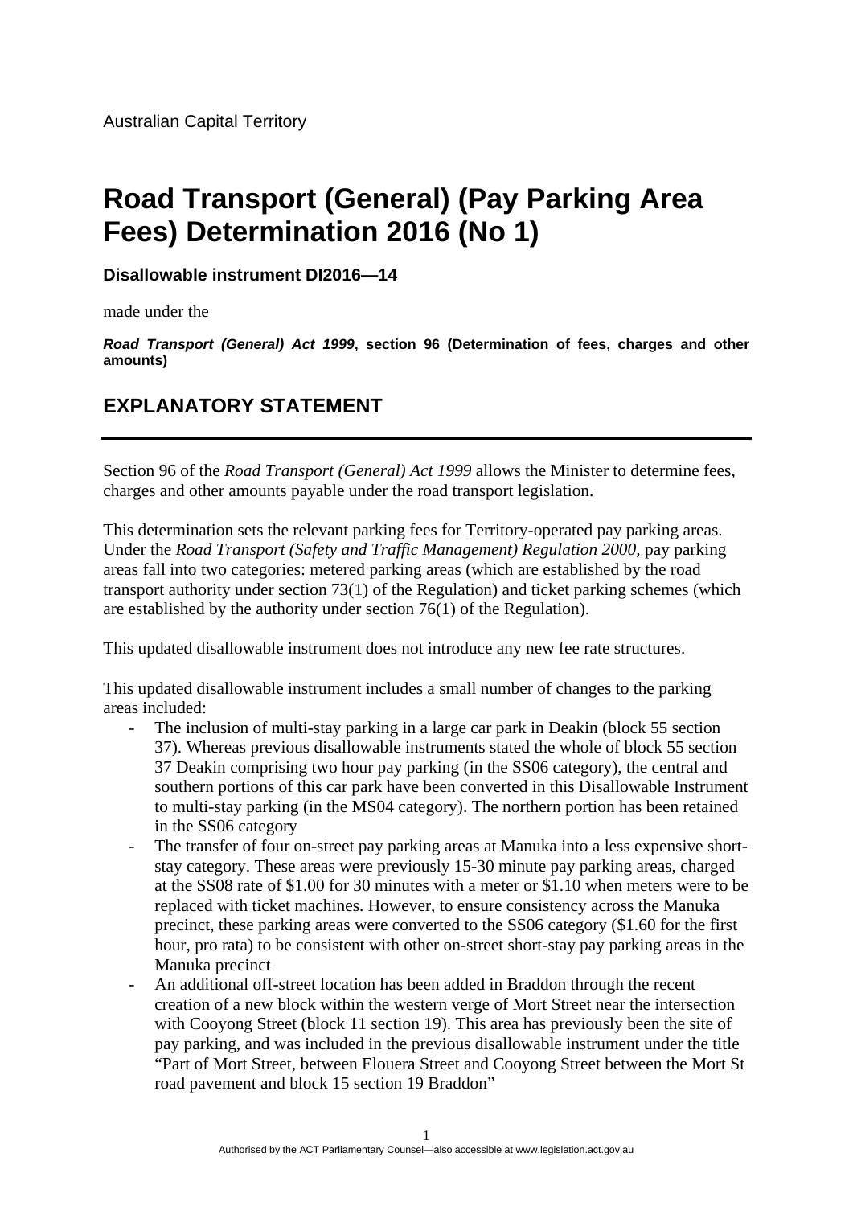Australian Capital Territory

# Road Transport (General) (Pay Parking Area Fees) Determination 2016 (No 1)

**Disallowable instrument DI2016—14**

made under the

***Road Transport (General) Act 1999*, section 96 (Determination of fees, charges and other amounts)**

## EXPLANATORY STATEMENT

---

Section 96 of the *Road Transport (General) Act 1999* allows the Minister to determine fees, charges and other amounts payable under the road transport legislation.

This determination sets the relevant parking fees for Territory-operated pay parking areas. Under the *Road Transport (Safety and Traffic Management) Regulation 2000,* pay parking areas fall into two categories: metered parking areas (which are established by the road transport authority under section 73(1) of the Regulation) and ticket parking schemes (which are established by the authority under section 76(1) of the Regulation).

This updated disallowable instrument does not introduce any new fee rate structures.

This updated disallowable instrument includes a small number of changes to the parking areas included:

- The inclusion of multi-stay parking in a large car park in Deakin (block 55 section 37). Whereas previous disallowable instruments stated the whole of block 55 section 37 Deakin comprising two hour pay parking (in the SS06 category), the central and southern portions of this car park have been converted in this Disallowable Instrument to multi-stay parking (in the MS04 category). The northern portion has been retained in the SS06 category
- The transfer of four on-street pay parking areas at Manuka into a less expensive short-stay category. These areas were previously 15-30 minute pay parking areas, charged at the SS08 rate of $1.00 for 30 minutes with a meter or $1.10 when meters were to be replaced with ticket machines. However, to ensure consistency across the Manuka precinct, these parking areas were converted to the SS06 category ($1.60 for the first hour, pro rata) to be consistent with other on-street short-stay pay parking areas in the Manuka precinct
- An additional off-street location has been added in Braddon through the recent creation of a new block within the western verge of Mort Street near the intersection with Cooyong Street (block 11 section 19). This area has previously been the site of pay parking, and was included in the previous disallowable instrument under the title "Part of Mort Street, between Elouera Street and Cooyong Street between the Mort St road pavement and block 15 section 19 Braddon"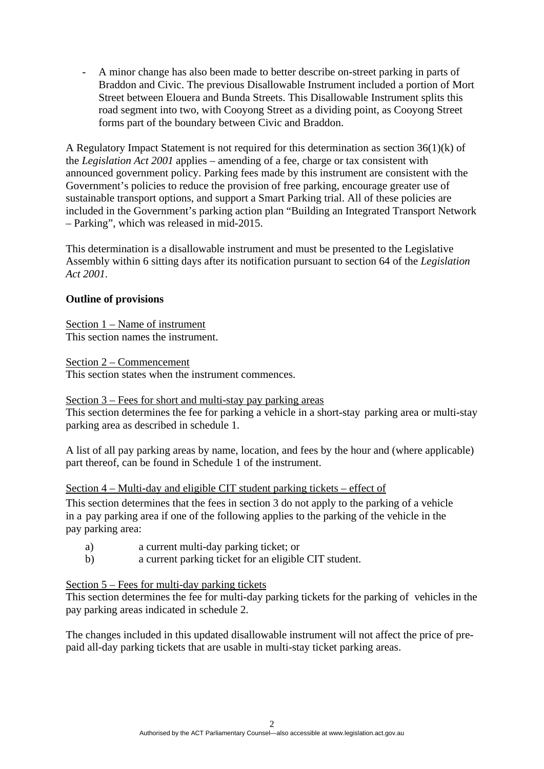- A minor change has also been made to better describe on-street parking in parts of Braddon and Civic. The previous Disallowable Instrument included a portion of Mort Street between Elouera and Bunda Streets. This Disallowable Instrument splits this road segment into two, with Cooyong Street as a dividing point, as Cooyong Street forms part of the boundary between Civic and Braddon.

A Regulatory Impact Statement is not required for this determination as section 36(1)(k) of the *Legislation Act 2001* applies – amending of a fee, charge or tax consistent with announced government policy. Parking fees made by this instrument are consistent with the Government's policies to reduce the provision of free parking, encourage greater use of sustainable transport options, and support a Smart Parking trial. All of these policies are included in the Government's parking action plan "Building an Integrated Transport Network – Parking", which was released in mid-2015.

This determination is a disallowable instrument and must be presented to the Legislative Assembly within 6 sitting days after its notification pursuant to section 64 of the *Legislation Act 2001*.

**Outline of provisions**

Section 1 – Name of instrument
This section names the instrument.

Section 2 – Commencement
This section states when the instrument commences.

Section 3 – Fees for short and multi-stay pay parking areas
This section determines the fee for parking a vehicle in a short-stay parking area or multi-stay parking area as described in schedule 1.

A list of all pay parking areas by name, location, and fees by the hour and (where applicable) part thereof, can be found in Schedule 1 of the instrument.

Section 4 – Multi-day and eligible CIT student parking tickets – effect of
This section determines that the fees in section 3 do not apply to the parking of a vehicle in a pay parking area if one of the following applies to the parking of the vehicle in the pay parking area:

a) a current multi-day parking ticket; or
b) a current parking ticket for an eligible CIT student.

Section 5 – Fees for multi-day parking tickets
This section determines the fee for multi-day parking tickets for the parking of vehicles in the pay parking areas indicated in schedule 2.

The changes included in this updated disallowable instrument will not affect the price of pre-paid all-day parking tickets that are usable in multi-stay ticket parking areas.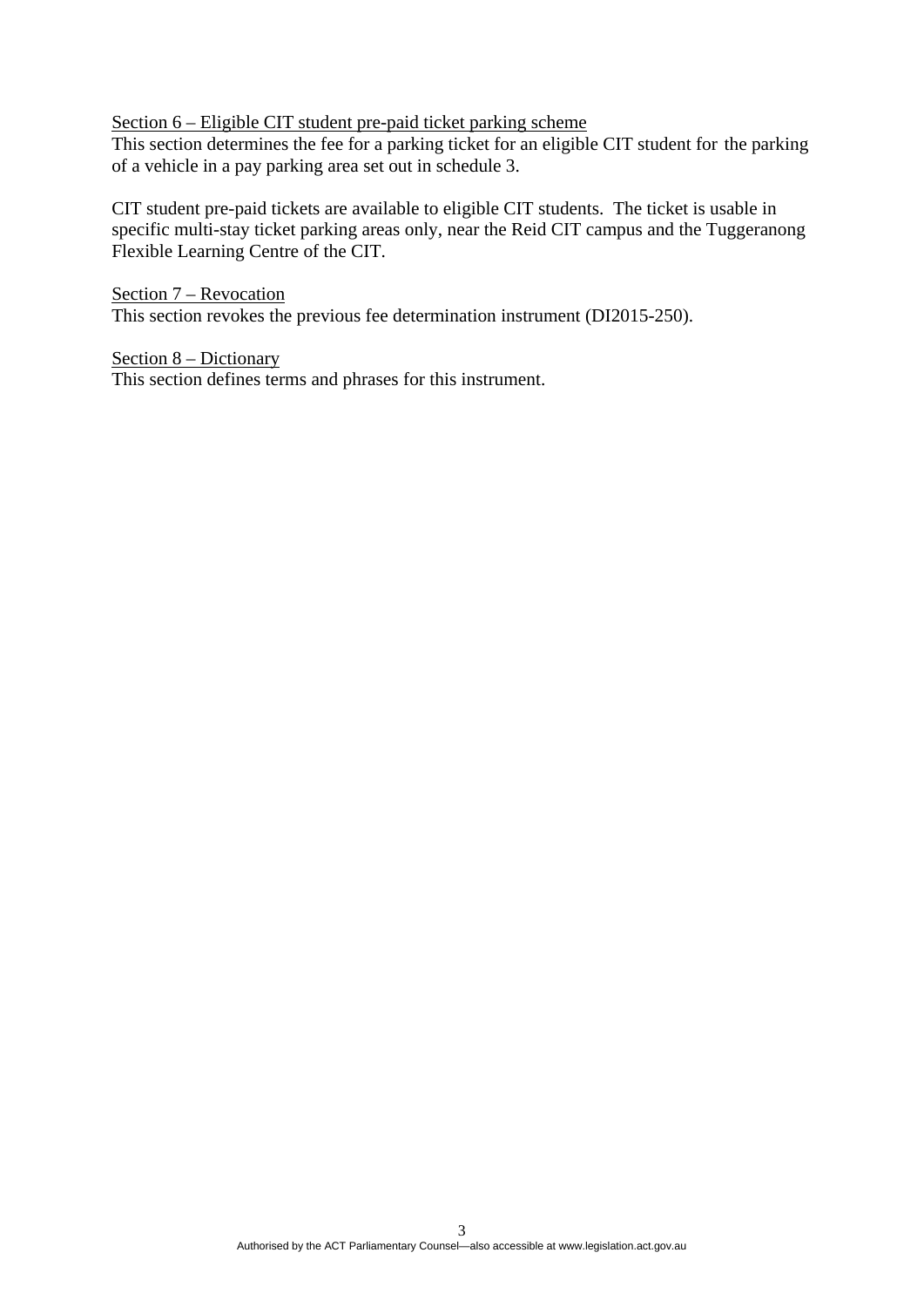Section 6 – Eligible CIT student pre-paid ticket parking scheme

This section determines the fee for a parking ticket for an eligible CIT student for the parking of a vehicle in a pay parking area set out in schedule 3.

CIT student pre-paid tickets are available to eligible CIT students. The ticket is usable in specific multi-stay ticket parking areas only, near the Reid CIT campus and the Tuggeranong Flexible Learning Centre of the CIT.

Section 7 – Revocation

This section revokes the previous fee determination instrument (DI2015-250).

Section 8 – Dictionary

This section defines terms and phrases for this instrument.